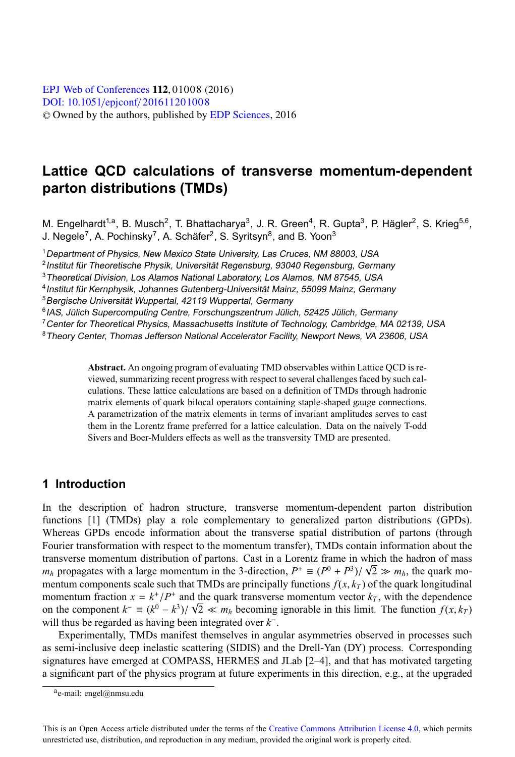# Lattice QCD calculations of transverse momentum-dependent parton distributions (TMDs)

M. Engelhardt[1,a], B. Musch[2], T. Bhattacharya[3], J. R. Green[4], R. Gupta[3], P. Hägler[2], S. Krieg[5,6], J. Negele[7], A. Pochinsky[7], A. Schäfer[2], S. Syritsyn[8], and B. Yoon[3]

[1] Department of Physics, New Mexico State University, Las Cruces, NM 88003, USA
[2] Institut für Theoretische Physik, Universität Regensburg, 93040 Regensburg, Germany
[3] Theoretical Division, Los Alamos National Laboratory, Los Alamos, NM 87545, USA
[4] Institut für Kernphysik, Johannes Gutenberg-Universität Mainz, 55099 Mainz, Germany
[5] Bergische Universität Wuppertal, 42119 Wuppertal, Germany
[6] IAS, Jülich Supercomputing Centre, Forschungszentrum Jülich, 52425 Jülich, Germany
[7] Center for Theoretical Physics, Massachusetts Institute of Technology, Cambridge, MA 02139, USA
[8] Theory Center, Thomas Jefferson National Accelerator Facility, Newport News, VA 23606, USA

**Abstract.** An ongoing program of evaluating TMD observables within Lattice QCD is reviewed, summarizing recent progress with respect to several challenges faced by such calculations. These lattice calculations are based on a definition of TMDs through hadronic matrix elements of quark bilocal operators containing staple-shaped gauge connections. A parametrization of the matrix elements in terms of invariant amplitudes serves to cast them in the Lorentz frame preferred for a lattice calculation. Data on the naively T-odd Sivers and Boer-Mulders effects as well as the transversity TMD are presented.

## 1 Introduction

In the description of hadron structure, transverse momentum-dependent parton distribution functions [1] (TMDs) play a role complementary to generalized parton distributions (GPDs). Whereas GPDs encode information about the transverse spatial distribution of partons (through Fourier transformation with respect to the momentum transfer), TMDs contain information about the transverse momentum distribution of partons. Cast in a Lorentz frame in which the hadron of mass $m_h$ propagates with a large momentum in the 3-direction, $P^+ \equiv (P^0 + P^3)/\sqrt{2} \gg m_h$, the quark momentum components scale such that TMDs are principally functions $f(x, k_T)$ of the quark longitudinal momentum fraction $x = k^+/P^+$ and the quark transverse momentum vector $k_T$, with the dependence on the component $k^- \equiv (k^0 - k^3)/\sqrt{2} \ll m_h$ becoming ignorable in this limit. The function $f(x, k_T)$ will thus be regarded as having been integrated over $k^-$.

Experimentally, TMDs manifest themselves in angular asymmetries observed in processes such as semi-inclusive deep inelastic scattering (SIDIS) and the Drell-Yan (DY) process. Corresponding signatures have emerged at COMPASS, HERMES and JLab [2–4], and that has motivated targeting a significant part of the physics program at future experiments in this direction, e.g., at the upgraded

[a] e-mail: engel@nmsu.edu

This is an Open Access article distributed under the terms of the Creative Commons Attribution License 4.0, which permits unrestricted use, distribution, and reproduction in any medium, provided the original work is properly cited.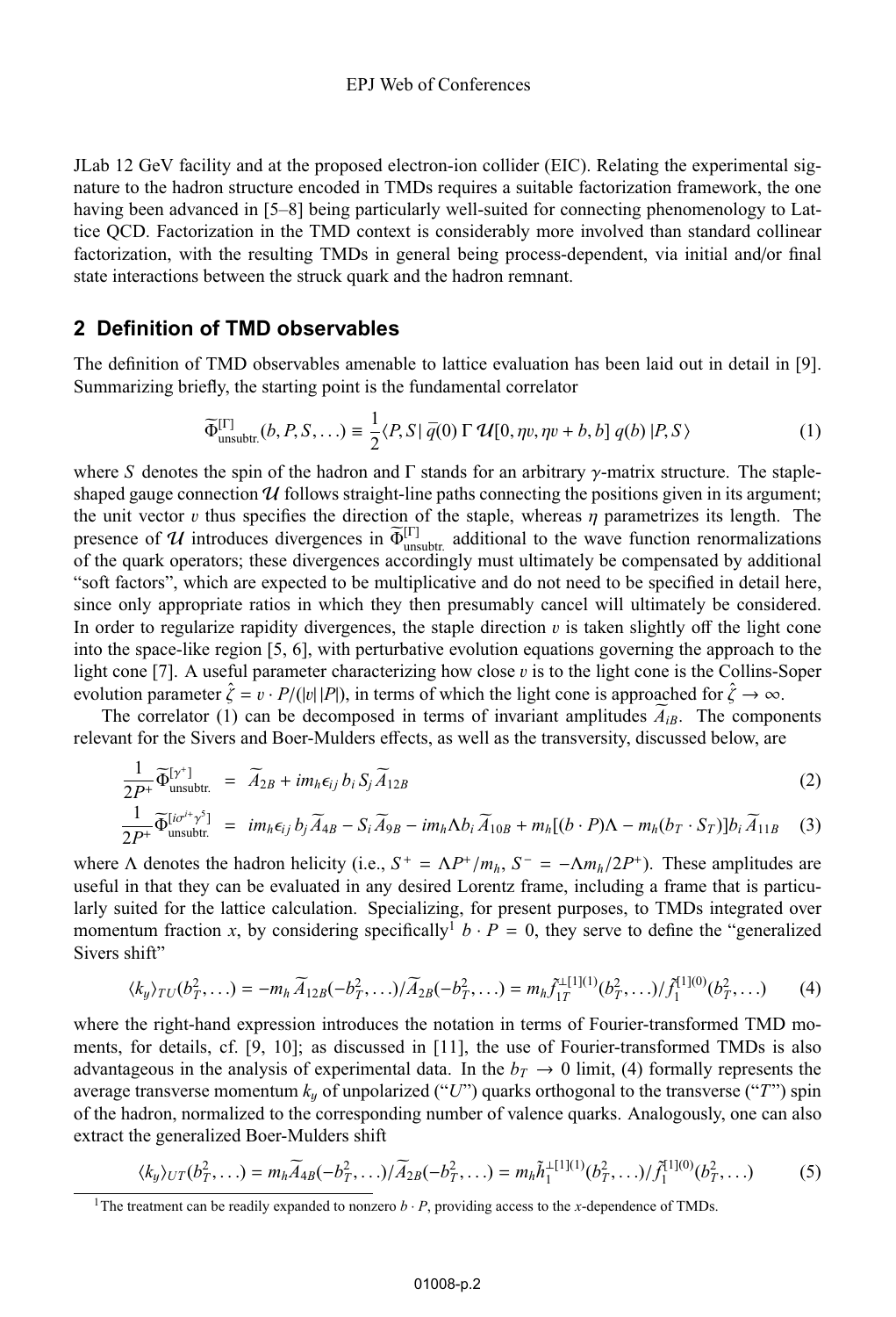JLab 12 GeV facility and at the proposed electron-ion collider (EIC). Relating the experimental signature to the hadron structure encoded in TMDs requires a suitable factorization framework, the one having been advanced in [5–8] being particularly well-suited for connecting phenomenology to Lattice QCD. Factorization in the TMD context is considerably more involved than standard collinear factorization, with the resulting TMDs in general being process-dependent, via initial and/or final state interactions between the struck quark and the hadron remnant.

## 2 Definition of TMD observables

The definition of TMD observables amenable to lattice evaluation has been laid out in detail in [9]. Summarizing briefly, the starting point is the fundamental correlator

$$\widetilde{\Phi}^{[\Gamma]}_{\text{unsubtr.}}(b, P, S, \ldots) \equiv \frac{1}{2} \langle P, S |\, \bar{q}(0)\, \Gamma\, \mathcal{U}[0, \eta v, \eta v + b, b]\, q(b)\, | P, S \rangle \tag{1}$$

where $S$ denotes the spin of the hadron and $\Gamma$ stands for an arbitrary $\gamma$-matrix structure. The staple-shaped gauge connection $\mathcal{U}$ follows straight-line paths connecting the positions given in its argument; the unit vector $v$ thus specifies the direction of the staple, whereas $\eta$ parametrizes its length. The presence of $\mathcal{U}$ introduces divergences in $\widetilde{\Phi}^{[\Gamma]}_{\text{unsubtr.}}$ additional to the wave function renormalizations of the quark operators; these divergences accordingly must ultimately be compensated by additional "soft factors", which are expected to be multiplicative and do not need to be specified in detail here, since only appropriate ratios in which they then presumably cancel will ultimately be considered. In order to regularize rapidity divergences, the staple direction $v$ is taken slightly off the light cone into the space-like region [5, 6], with perturbative evolution equations governing the approach to the light cone [7]. A useful parameter characterizing how close $v$ is to the light cone is the Collins-Soper evolution parameter $\hat{\zeta} = v \cdot P/(|v|\,|P|)$, in terms of which the light cone is approached for $\hat{\zeta} \to \infty$.

The correlator (1) can be decomposed in terms of invariant amplitudes $\widetilde{A}_{iB}$. The components relevant for the Sivers and Boer-Mulders effects, as well as the transversity, discussed below, are

$$\frac{1}{2P^+} \widetilde{\Phi}^{[\gamma^+]}_{\text{unsubtr.}} = \widetilde{A}_{2B} + i m_h \epsilon_{ij}\, b_i\, S_j\, \widetilde{A}_{12B} \tag{2}$$

$$\frac{1}{2P^+} \widetilde{\Phi}^{[i\sigma^{i+}\gamma^5]}_{\text{unsubtr.}} = i m_h \epsilon_{ij}\, b_j\, \widetilde{A}_{4B} - S_i\, \widetilde{A}_{9B} - i m_h \Lambda b_i\, \widetilde{A}_{10B} + m_h[(b \cdot P)\Lambda - m_h(b_T \cdot S_T)] b_i\, \widetilde{A}_{11B} \tag{3}$$

where $\Lambda$ denotes the hadron helicity (i.e., $S^+ = \Lambda P^+/m_h$, $S^- = -\Lambda m_h/2P^+$). These amplitudes are useful in that they can be evaluated in any desired Lorentz frame, including a frame that is particularly suited for the lattice calculation. Specializing, for present purposes, to TMDs integrated over momentum fraction $x$, by considering specifically[1] $b \cdot P = 0$, they serve to define the "generalized Sivers shift"

$$\langle k_y \rangle_{TU}(b_T^2, \ldots) = -m_h\, \widetilde{A}_{12B}(-b_T^2, \ldots)/\widetilde{A}_{2B}(-b_T^2, \ldots) = m_h \tilde{f}_{1T}^{\perp[1](1)}(b_T^2, \ldots)/\tilde{f}_1^{[1](0)}(b_T^2, \ldots) \tag{4}$$

where the right-hand expression introduces the notation in terms of Fourier-transformed TMD moments, for details, cf. [9, 10]; as discussed in [11], the use of Fourier-transformed TMDs is also advantageous in the analysis of experimental data. In the $b_T \to 0$ limit, (4) formally represents the average transverse momentum $k_y$ of unpolarized ("$U$") quarks orthogonal to the transverse ("$T$") spin of the hadron, normalized to the corresponding number of valence quarks. Analogously, one can also extract the generalized Boer-Mulders shift

$$\langle k_y \rangle_{UT}(b_T^2, \ldots) = m_h \widetilde{A}_{4B}(-b_T^2, \ldots)/\widetilde{A}_{2B}(-b_T^2, \ldots) = m_h \tilde{h}_1^{\perp[1](1)}(b_T^2, \ldots)/\tilde{f}_1^{[1](0)}(b_T^2, \ldots) \tag{5}$$

[1] The treatment can be readily expanded to nonzero $b \cdot P$, providing access to the $x$-dependence of TMDs.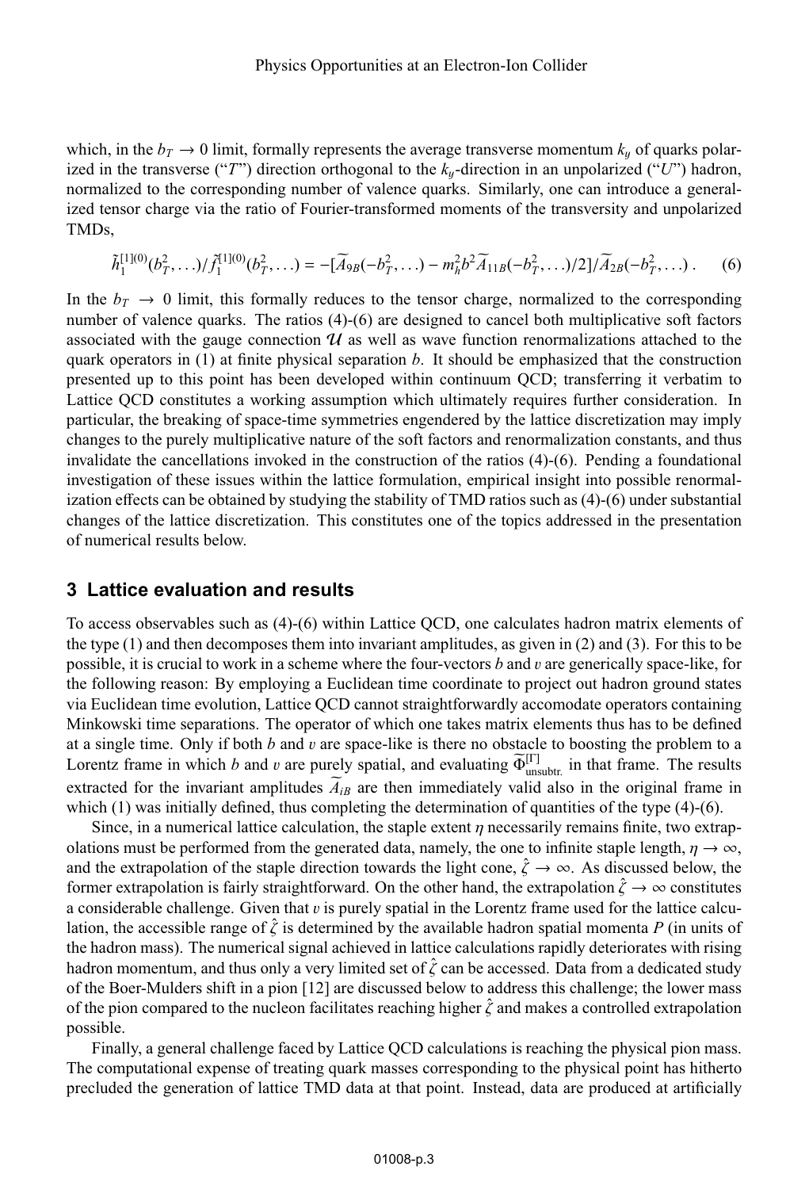which, in the $b_T \to 0$ limit, formally represents the average transverse momentum $k_y$ of quarks polarized in the transverse ("$T$") direction orthogonal to the $k_y$-direction in an unpolarized ("$U$") hadron, normalized to the corresponding number of valence quarks. Similarly, one can introduce a generalized tensor charge via the ratio of Fourier-transformed moments of the transversity and unpolarized TMDs,

$$\tilde{h}_1^{[1](0)}(b_T^2,\ldots)/\tilde{f}_1^{[1](0)}(b_T^2,\ldots) = -[\widetilde{A}_{9B}(-b_T^2,\ldots) - m_h^2 b^2 \widetilde{A}_{11B}(-b_T^2,\ldots)/2]/\widetilde{A}_{2B}(-b_T^2,\ldots)\,. \tag{6}$$

In the $b_T \to 0$ limit, this formally reduces to the tensor charge, normalized to the corresponding number of valence quarks. The ratios (4)-(6) are designed to cancel both multiplicative soft factors associated with the gauge connection $\mathcal{U}$ as well as wave function renormalizations attached to the quark operators in (1) at finite physical separation $b$. It should be emphasized that the construction presented up to this point has been developed within continuum QCD; transferring it verbatim to Lattice QCD constitutes a working assumption which ultimately requires further consideration. In particular, the breaking of space-time symmetries engendered by the lattice discretization may imply changes to the purely multiplicative nature of the soft factors and renormalization constants, and thus invalidate the cancellations invoked in the construction of the ratios (4)-(6). Pending a foundational investigation of these issues within the lattice formulation, empirical insight into possible renormalization effects can be obtained by studying the stability of TMD ratios such as (4)-(6) under substantial changes of the lattice discretization. This constitutes one of the topics addressed in the presentation of numerical results below.

## 3 Lattice evaluation and results

To access observables such as (4)-(6) within Lattice QCD, one calculates hadron matrix elements of the type (1) and then decomposes them into invariant amplitudes, as given in (2) and (3). For this to be possible, it is crucial to work in a scheme where the four-vectors $b$ and $v$ are generically space-like, for the following reason: By employing a Euclidean time coordinate to project out hadron ground states via Euclidean time evolution, Lattice QCD cannot straightforwardly accomodate operators containing Minkowski time separations. The operator of which one takes matrix elements thus has to be defined at a single time. Only if both $b$ and $v$ are space-like is there no obstacle to boosting the problem to a Lorentz frame in which $b$ and $v$ are purely spatial, and evaluating $\widetilde{\Phi}^{[\Gamma]}_{\text{unsubtr.}}$ in that frame. The results extracted for the invariant amplitudes $\widetilde{A}_{iB}$ are then immediately valid also in the original frame in which (1) was initially defined, thus completing the determination of quantities of the type (4)-(6).

Since, in a numerical lattice calculation, the staple extent $\eta$ necessarily remains finite, two extrapolations must be performed from the generated data, namely, the one to infinite staple length, $\eta \to \infty$, and the extrapolation of the staple direction towards the light cone, $\hat{\zeta} \to \infty$. As discussed below, the former extrapolation is fairly straightforward. On the other hand, the extrapolation $\hat{\zeta} \to \infty$ constitutes a considerable challenge. Given that $v$ is purely spatial in the Lorentz frame used for the lattice calculation, the accessible range of $\hat{\zeta}$ is determined by the available hadron spatial momenta $P$ (in units of the hadron mass). The numerical signal achieved in lattice calculations rapidly deteriorates with rising hadron momentum, and thus only a very limited set of $\hat{\zeta}$ can be accessed. Data from a dedicated study of the Boer-Mulders shift in a pion [12] are discussed below to address this challenge; the lower mass of the pion compared to the nucleon facilitates reaching higher $\hat{\zeta}$ and makes a controlled extrapolation possible.

Finally, a general challenge faced by Lattice QCD calculations is reaching the physical pion mass. The computational expense of treating quark masses corresponding to the physical point has hitherto precluded the generation of lattice TMD data at that point. Instead, data are produced at artificially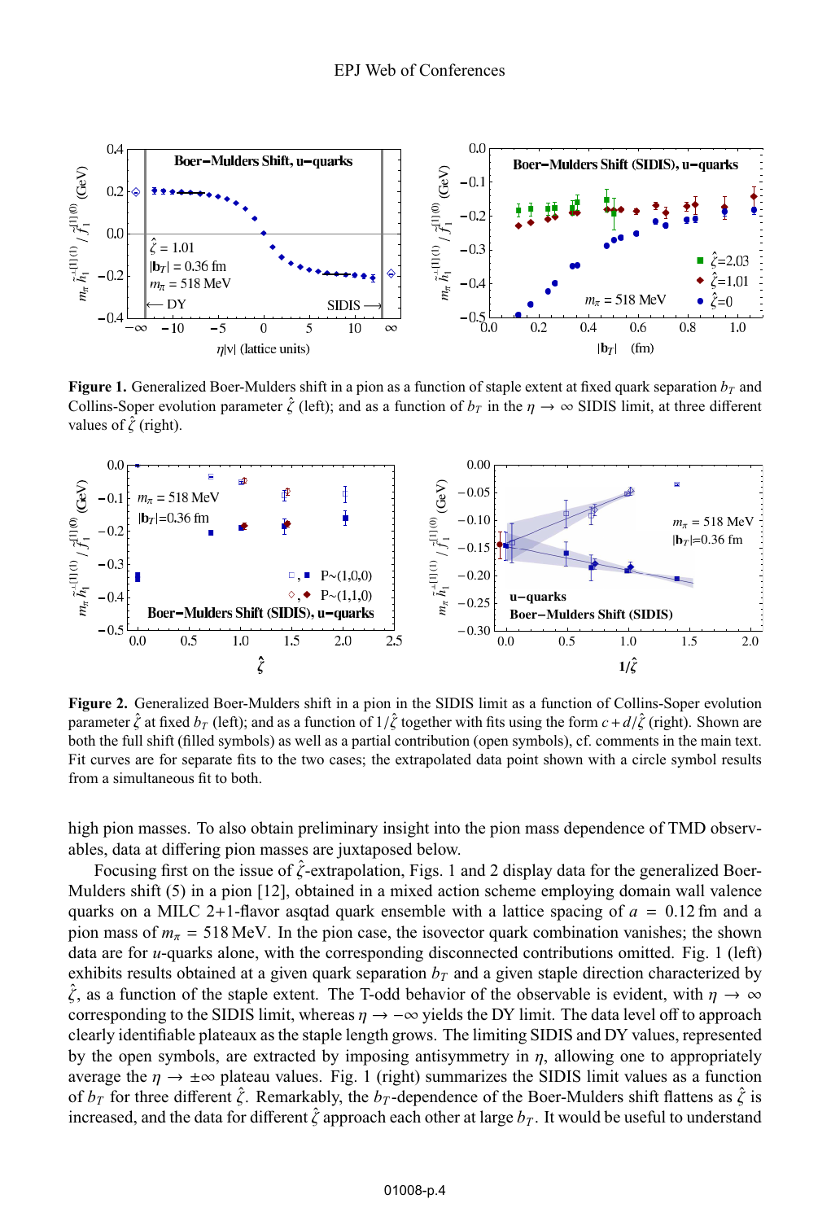**Figure 1.** Generalized Boer-Mulders shift in a pion as a function of staple extent at fixed quark separation $b_T$ and Collins-Soper evolution parameter $\hat{\zeta}$ (left); and as a function of $b_T$ in the $\eta \to \infty$ SIDIS limit, at three different values of $\hat{\zeta}$ (right).

**Figure 2.** Generalized Boer-Mulders shift in a pion in the SIDIS limit as a function of Collins-Soper evolution parameter $\hat{\zeta}$ at fixed $b_T$ (left); and as a function of $1/\hat{\zeta}$ together with fits using the form $c + d/\hat{\zeta}$ (right). Shown are both the full shift (filled symbols) as well as a partial contribution (open symbols), cf. comments in the main text. Fit curves are for separate fits to the two cases; the extrapolated data point shown with a circle symbol results from a simultaneous fit to both.

high pion masses. To also obtain preliminary insight into the pion mass dependence of TMD observables, data at differing pion masses are juxtaposed below.

Focusing first on the issue of $\hat{\zeta}$-extrapolation, Figs. 1 and 2 display data for the generalized Boer-Mulders shift (5) in a pion [12], obtained in a mixed action scheme employing domain wall valence quarks on a MILC 2+1-flavor asqtad quark ensemble with a lattice spacing of $a = 0.12$ fm and a pion mass of $m_\pi = 518$ MeV. In the pion case, the isovector quark combination vanishes; the shown data are for $u$-quarks alone, with the corresponding disconnected contributions omitted. Fig. 1 (left) exhibits results obtained at a given quark separation $b_T$ and a given staple direction characterized by $\hat{\zeta}$, as a function of the staple extent. The T-odd behavior of the observable is evident, with $\eta \to \infty$ corresponding to the SIDIS limit, whereas $\eta \to -\infty$ yields the DY limit. The data level off to approach clearly identifiable plateaux as the staple length grows. The limiting SIDIS and DY values, represented by the open symbols, are extracted by imposing antisymmetry in $\eta$, allowing one to appropriately average the $\eta \to \pm\infty$ plateau values. Fig. 1 (right) summarizes the SIDIS limit values as a function of $b_T$ for three different $\hat{\zeta}$. Remarkably, the $b_T$-dependence of the Boer-Mulders shift flattens as $\hat{\zeta}$ is increased, and the data for different $\hat{\zeta}$ approach each other at large $b_T$. It would be useful to understand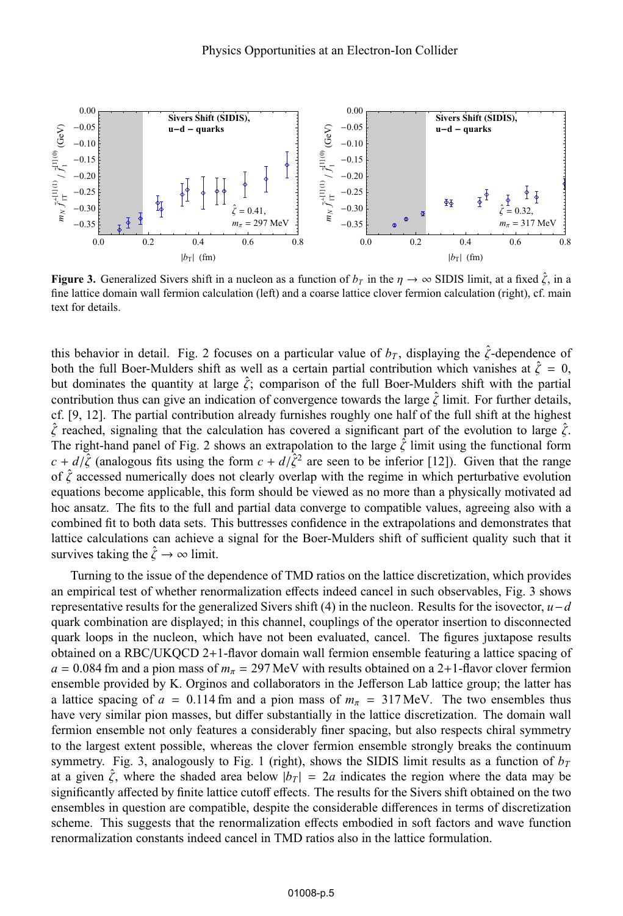**Figure 3.** Generalized Sivers shift in a nucleon as a function of $b_T$ in the $\eta \to \infty$ SIDIS limit, at a fixed $\hat{\zeta}$, in a fine lattice domain wall fermion calculation (left) and a coarse lattice clover fermion calculation (right), cf. main text for details.

this behavior in detail. Fig. 2 focuses on a particular value of $b_T$, displaying the $\hat{\zeta}$-dependence of both the full Boer-Mulders shift as well as a certain partial contribution which vanishes at $\hat{\zeta} = 0$, but dominates the quantity at large $\hat{\zeta}$; comparison of the full Boer-Mulders shift with the partial contribution thus can give an indication of convergence towards the large $\hat{\zeta}$ limit. For further details, cf. [9, 12]. The partial contribution already furnishes roughly one half of the full shift at the highest $\hat{\zeta}$ reached, signaling that the calculation has covered a significant part of the evolution to large $\hat{\zeta}$. The right-hand panel of Fig. 2 shows an extrapolation to the large $\hat{\zeta}$ limit using the functional form $c + d/\hat{\zeta}$ (analogous fits using the form $c + d/\hat{\zeta}^2$ are seen to be inferior [12]). Given that the range of $\hat{\zeta}$ accessed numerically does not clearly overlap with the regime in which perturbative evolution equations become applicable, this form should be viewed as no more than a physically motivated ad hoc ansatz. The fits to the full and partial data converge to compatible values, agreeing also with a combined fit to both data sets. This buttresses confidence in the extrapolations and demonstrates that lattice calculations can achieve a signal for the Boer-Mulders shift of sufficient quality such that it survives taking the $\hat{\zeta} \to \infty$ limit.

Turning to the issue of the dependence of TMD ratios on the lattice discretization, which provides an empirical test of whether renormalization effects indeed cancel in such observables, Fig. 3 shows representative results for the generalized Sivers shift (4) in the nucleon. Results for the isovector, $u - d$ quark combination are displayed; in this channel, couplings of the operator insertion to disconnected quark loops in the nucleon, which have not been evaluated, cancel. The figures juxtapose results obtained on a RBC/UKQCD 2+1-flavor domain wall fermion ensemble featuring a lattice spacing of $a = 0.084$ fm and a pion mass of $m_\pi = 297$ MeV with results obtained on a 2+1-flavor clover fermion ensemble provided by K. Orginos and collaborators in the Jefferson Lab lattice group; the latter has a lattice spacing of $a = 0.114$ fm and a pion mass of $m_\pi = 317$ MeV. The two ensembles thus have very similar pion masses, but differ substantially in the lattice discretization. The domain wall fermion ensemble not only features a considerably finer spacing, but also respects chiral symmetry to the largest extent possible, whereas the clover fermion ensemble strongly breaks the continuum symmetry. Fig. 3, analogously to Fig. 1 (right), shows the SIDIS limit results as a function of $b_T$ at a given $\hat{\zeta}$, where the shaded area below $|b_T| = 2a$ indicates the region where the data may be significantly affected by finite lattice cutoff effects. The results for the Sivers shift obtained on the two ensembles in question are compatible, despite the considerable differences in terms of discretization scheme. This suggests that the renormalization effects embodied in soft factors and wave function renormalization constants indeed cancel in TMD ratios also in the lattice formulation.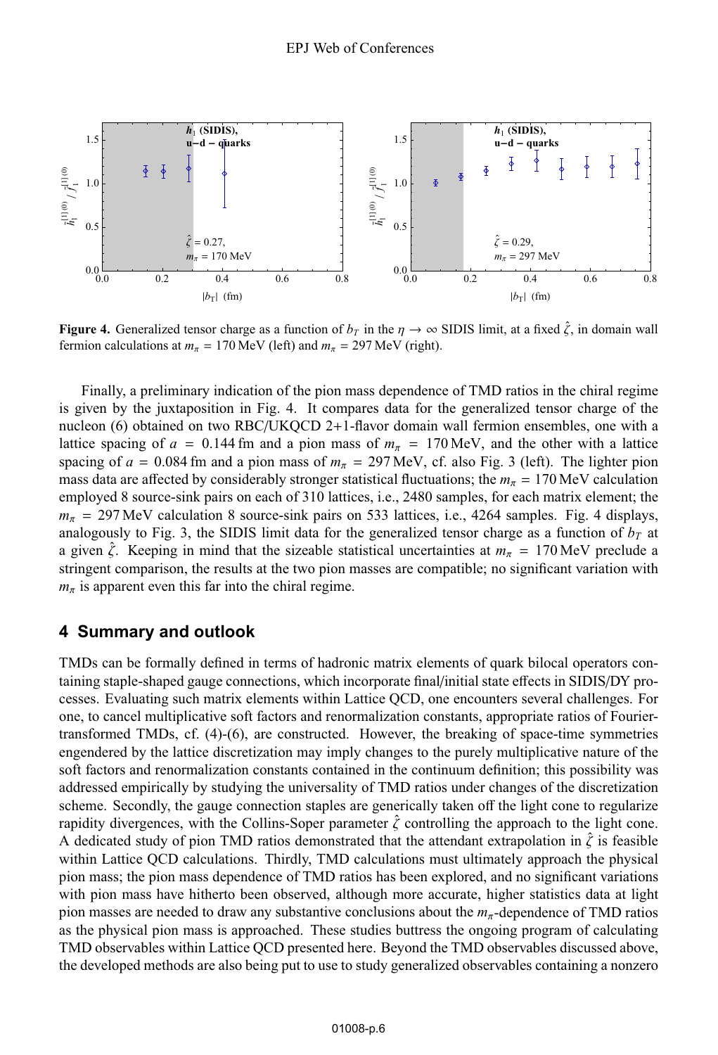**Figure 4.** Generalized tensor charge as a function of $b_T$ in the $\eta \to \infty$ SIDIS limit, at a fixed $\hat{\zeta}$, in domain wall fermion calculations at $m_\pi = 170\,\text{MeV}$ (left) and $m_\pi = 297\,\text{MeV}$ (right).

Finally, a preliminary indication of the pion mass dependence of TMD ratios in the chiral regime is given by the juxtaposition in Fig. 4. It compares data for the generalized tensor charge of the nucleon (6) obtained on two RBC/UKQCD 2+1-flavor domain wall fermion ensembles, one with a lattice spacing of $a = 0.144\,\text{fm}$ and a pion mass of $m_\pi = 170\,\text{MeV}$, and the other with a lattice spacing of $a = 0.084\,\text{fm}$ and a pion mass of $m_\pi = 297\,\text{MeV}$, cf. also Fig. 3 (left). The lighter pion mass data are affected by considerably stronger statistical fluctuations; the $m_\pi = 170\,\text{MeV}$ calculation employed 8 source-sink pairs on each of 310 lattices, i.e., 2480 samples, for each matrix element; the $m_\pi = 297\,\text{MeV}$ calculation 8 source-sink pairs on 533 lattices, i.e., 4264 samples. Fig. 4 displays, analogously to Fig. 3, the SIDIS limit data for the generalized tensor charge as a function of $b_T$ at a given $\hat{\zeta}$. Keeping in mind that the sizeable statistical uncertainties at $m_\pi = 170\,\text{MeV}$ preclude a stringent comparison, the results at the two pion masses are compatible; no significant variation with $m_\pi$ is apparent even this far into the chiral regime.

## 4 Summary and outlook

TMDs can be formally defined in terms of hadronic matrix elements of quark bilocal operators containing staple-shaped gauge connections, which incorporate final/initial state effects in SIDIS/DY processes. Evaluating such matrix elements within Lattice QCD, one encounters several challenges. For one, to cancel multiplicative soft factors and renormalization constants, appropriate ratios of Fourier-transformed TMDs, cf. (4)-(6), are constructed. However, the breaking of space-time symmetries engendered by the lattice discretization may imply changes to the purely multiplicative nature of the soft factors and renormalization constants contained in the continuum definition; this possibility was addressed empirically by studying the universality of TMD ratios under changes of the discretization scheme. Secondly, the gauge connection staples are generically taken off the light cone to regularize rapidity divergences, with the Collins-Soper parameter $\hat{\zeta}$ controlling the approach to the light cone. A dedicated study of pion TMD ratios demonstrated that the attendant extrapolation in $\hat{\zeta}$ is feasible within Lattice QCD calculations. Thirdly, TMD calculations must ultimately approach the physical pion mass; the pion mass dependence of TMD ratios has been explored, and no significant variations with pion mass have hitherto been observed, although more accurate, higher statistics data at light pion masses are needed to draw any substantive conclusions about the $m_\pi$-dependence of TMD ratios as the physical pion mass is approached. These studies buttress the ongoing program of calculating TMD observables within Lattice QCD presented here. Beyond the TMD observables discussed above, the developed methods are also being put to use to study generalized observables containing a nonzero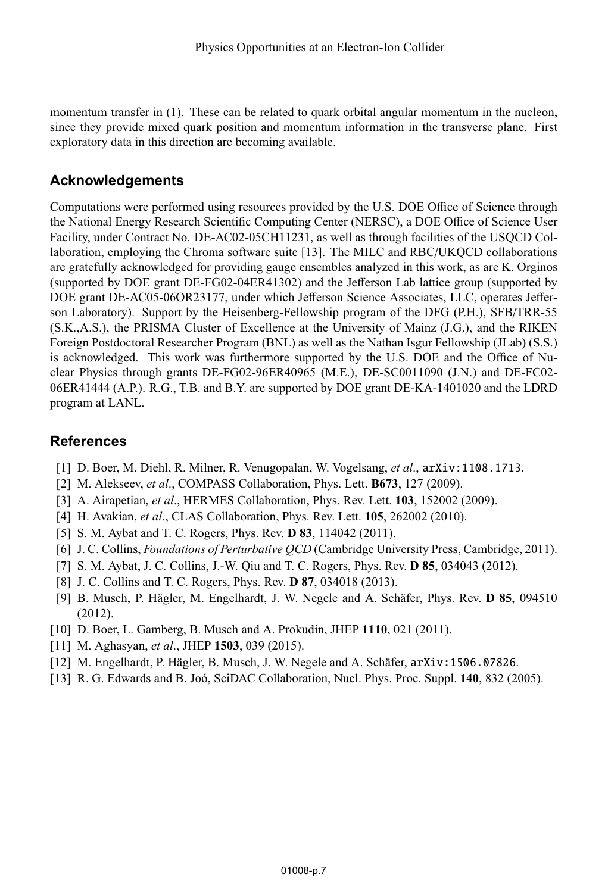momentum transfer in (1). These can be related to quark orbital angular momentum in the nucleon, since they provide mixed quark position and momentum information in the transverse plane. First exploratory data in this direction are becoming available.

## Acknowledgements

Computations were performed using resources provided by the U.S. DOE Office of Science through the National Energy Research Scientific Computing Center (NERSC), a DOE Office of Science User Facility, under Contract No. DE-AC02-05CH11231, as well as through facilities of the USQCD Collaboration, employing the Chroma software suite [13]. The MILC and RBC/UKQCD collaborations are gratefully acknowledged for providing gauge ensembles analyzed in this work, as are K. Orginos (supported by DOE grant DE-FG02-04ER41302) and the Jefferson Lab lattice group (supported by DOE grant DE-AC05-06OR23177, under which Jefferson Science Associates, LLC, operates Jefferson Laboratory). Support by the Heisenberg-Fellowship program of the DFG (P.H.), SFB/TRR-55 (S.K.,A.S.), the PRISMA Cluster of Excellence at the University of Mainz (J.G.), and the RIKEN Foreign Postdoctoral Researcher Program (BNL) as well as the Nathan Isgur Fellowship (JLab) (S.S.) is acknowledged. This work was furthermore supported by the U.S. DOE and the Office of Nuclear Physics through grants DE-FG02-96ER40965 (M.E.), DE-SC0011090 (J.N.) and DE-FC02-06ER41444 (A.P.). R.G., T.B. and B.Y. are supported by DOE grant DE-KA-1401020 and the LDRD program at LANL.

## References

[1] D. Boer, M. Diehl, R. Milner, R. Venugopalan, W. Vogelsang, *et al*., arXiv:1108.1713.

[2] M. Alekseev, *et al*., COMPASS Collaboration, Phys. Lett. **B673**, 127 (2009).

[3] A. Airapetian, *et al*., HERMES Collaboration, Phys. Rev. Lett. **103**, 152002 (2009).

[4] H. Avakian, *et al*., CLAS Collaboration, Phys. Rev. Lett. **105**, 262002 (2010).

[5] S. M. Aybat and T. C. Rogers, Phys. Rev. **D 83**, 114042 (2011).

[6] J. C. Collins, *Foundations of Perturbative QCD* (Cambridge University Press, Cambridge, 2011).

[7] S. M. Aybat, J. C. Collins, J.-W. Qiu and T. C. Rogers, Phys. Rev. **D 85**, 034043 (2012).

[8] J. C. Collins and T. C. Rogers, Phys. Rev. **D 87**, 034018 (2013).

[9] B. Musch, P. Hägler, M. Engelhardt, J. W. Negele and A. Schäfer, Phys. Rev. **D 85**, 094510 (2012).

[10] D. Boer, L. Gamberg, B. Musch and A. Prokudin, JHEP **1110**, 021 (2011).

[11] M. Aghasyan, *et al*., JHEP **1503**, 039 (2015).

[12] M. Engelhardt, P. Hägler, B. Musch, J. W. Negele and A. Schäfer, arXiv:1506.07826.

[13] R. G. Edwards and B. Joó, SciDAC Collaboration, Nucl. Phys. Proc. Suppl. **140**, 832 (2005).